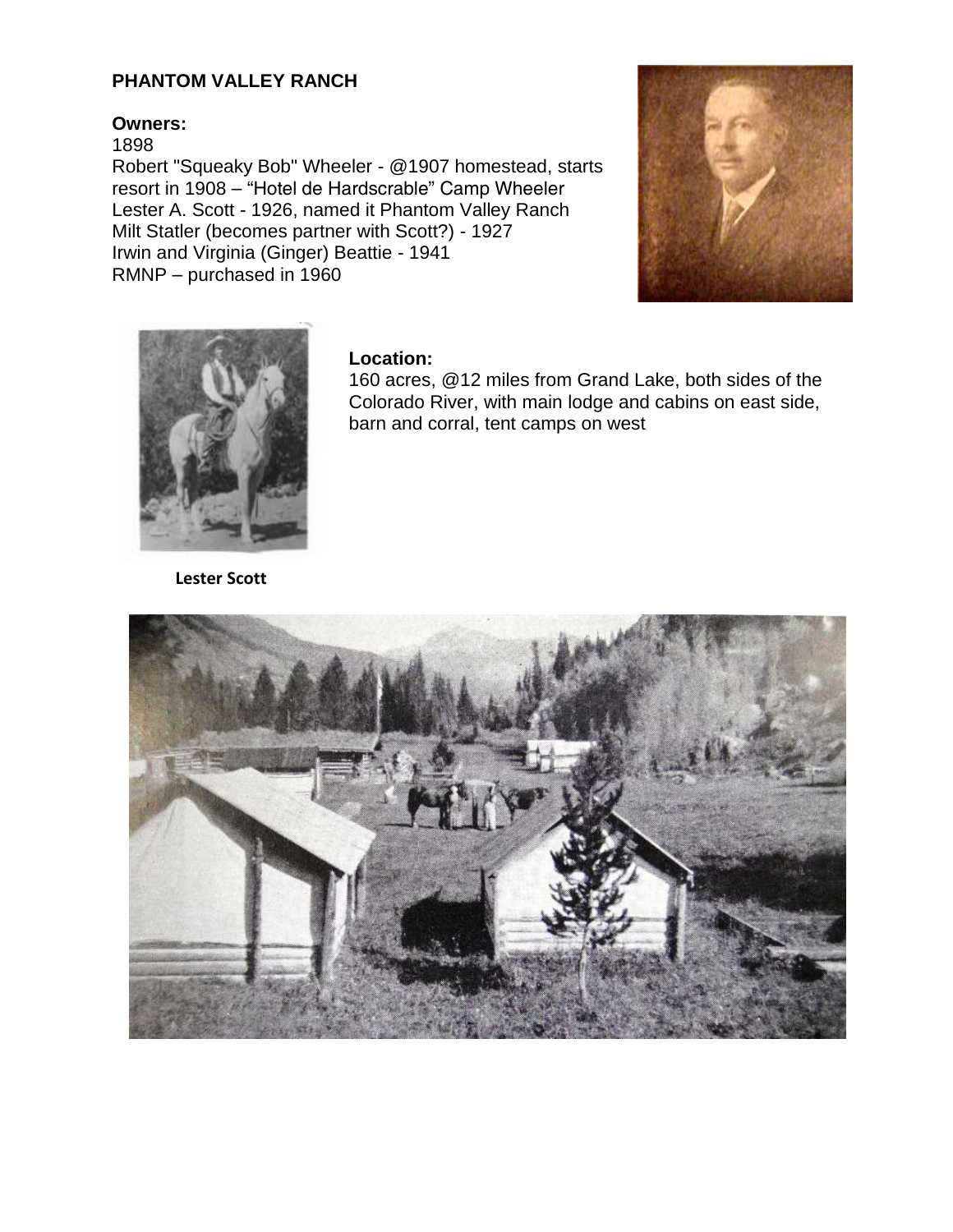**PHANTOM VALLEY RANCH**

**Owners:**

1898

Robert "Squeaky Bob" Wheeler - @1907 homestead, starts resort in 1908 – "Hotel de Hardscrable" Camp Wheeler

Lester A. Scott - 1926, named it Phantom Valley Ranch

Milt Statler (becomes partner with Scott?) - 1927

Irwin and Virginia (Ginger) Beattie - 1941

RMNP – purchased in 1960

**Location:**

160 acres, @12 miles from Grand Lake, both sides of the Colorado River, with main lodge and cabins on east side, barn and corral, tent camps on west

**Lester Scott**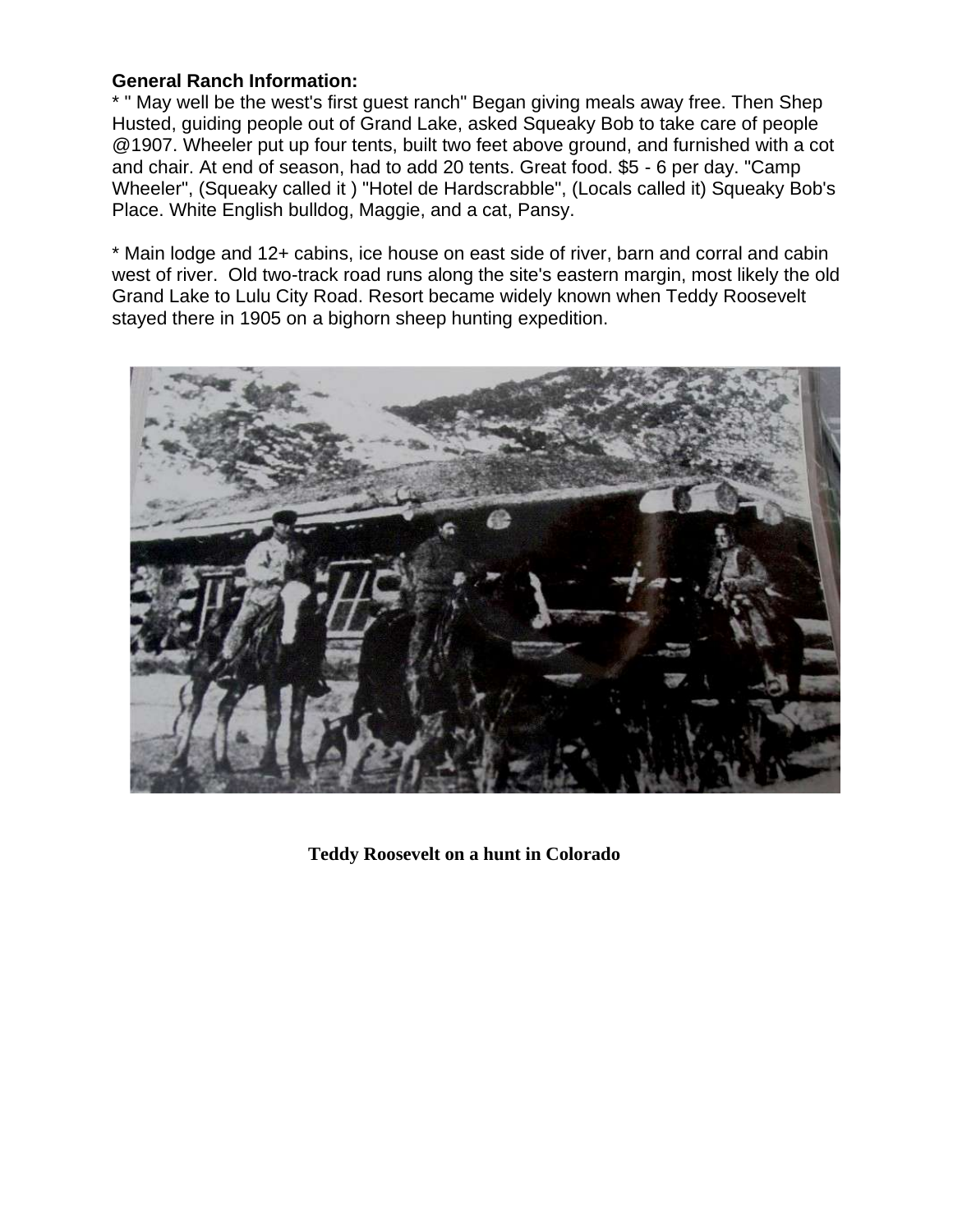**General Ranch Information:**

* " May well be the west's first guest ranch" Began giving meals away free. Then Shep Husted, guiding people out of Grand Lake, asked Squeaky Bob to take care of people @1907. Wheeler put up four tents, built two feet above ground, and furnished with a cot and chair. At end of season, had to add 20 tents. Great food. $5 - 6 per day. "Camp Wheeler", (Squeaky called it ) "Hotel de Hardscrabble", (Locals called it) Squeaky Bob's Place. White English bulldog, Maggie, and a cat, Pansy.

* Main lodge and 12+ cabins, ice house on east side of river, barn and corral and cabin west of river. Old two-track road runs along the site's eastern margin, most likely the old Grand Lake to Lulu City Road. Resort became widely known when Teddy Roosevelt stayed there in 1905 on a bighorn sheep hunting expedition.

**Teddy Roosevelt on a hunt in Colorado**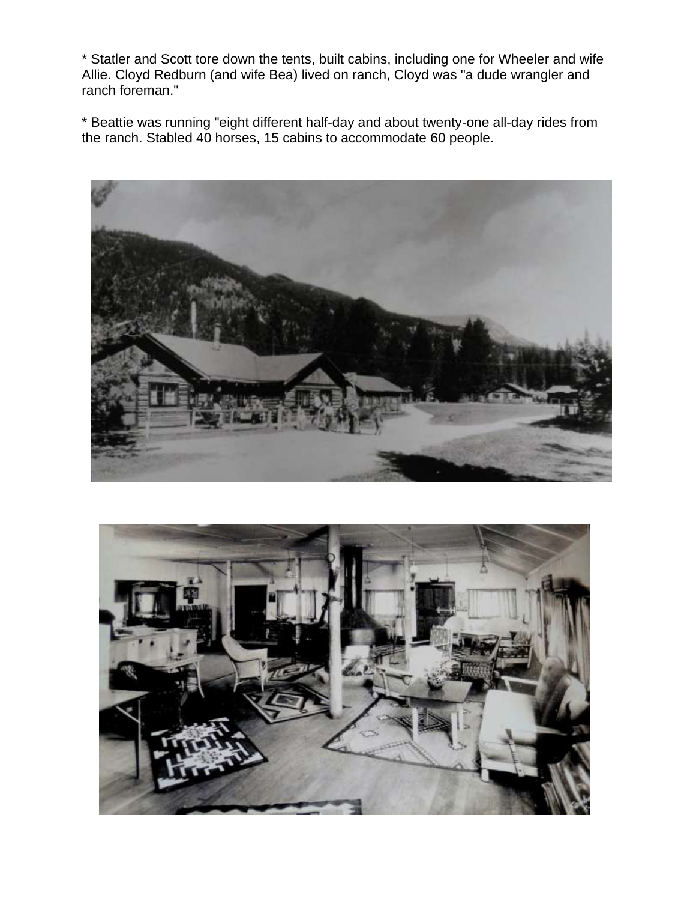* Statler and Scott tore down the tents, built cabins, including one for Wheeler and wife Allie. Cloyd Redburn (and wife Bea) lived on ranch, Cloyd was "a dude wrangler and ranch foreman."

* Beattie was running "eight different half-day and about twenty-one all-day rides from the ranch. Stabled 40 horses, 15 cabins to accommodate 60 people.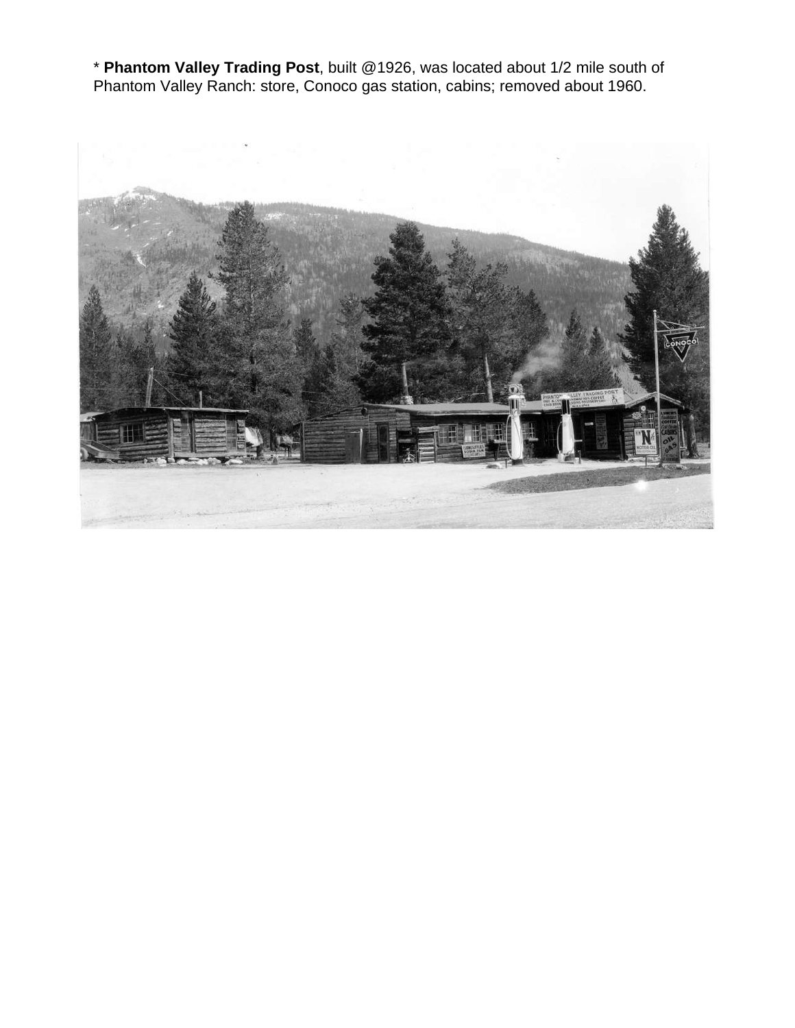* **Phantom Valley Trading Post**, built @1926, was located about 1/2 mile south of Phantom Valley Ranch: store, Conoco gas station, cabins; removed about 1960.